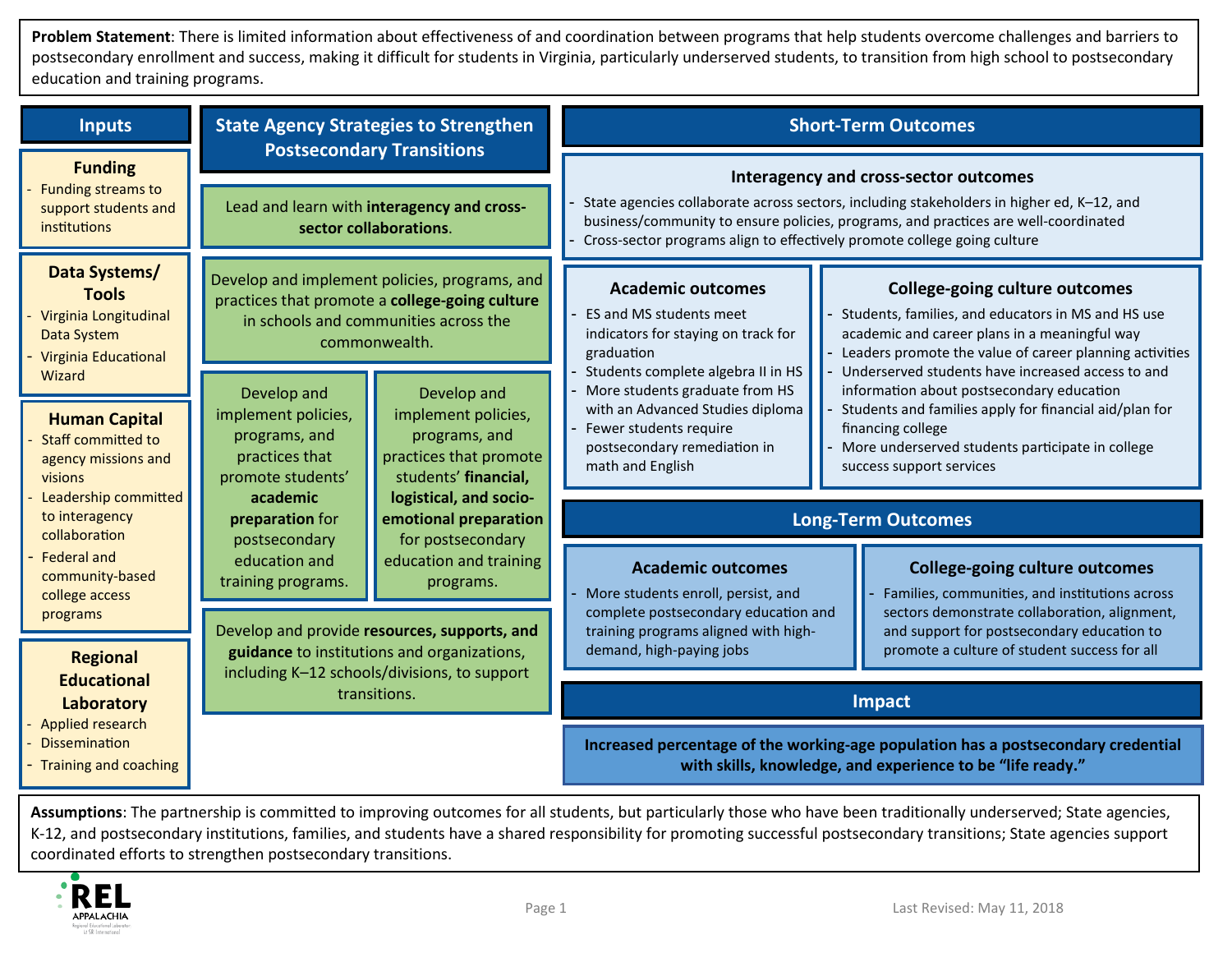**Problem Statement**: There is limited information about effectiveness of and coordination between programs that help students overcome challenges and barriers to postsecondary enrollment and success, making it difficult for students in Virginia, particularly underserved students, to transition from high school to postsecondary education and training programs.

## Inputs

### Funding

- Funding streams to support students and institutions

### Data Systems/ Tools

- Virginia Longitudinal Data System
- Virginia Educational Wizard

### Human Capital

- Staff committed to agency missions and visions
- Leadership committed to interagency collaboration
- Federal and community-based college access programs

### Regional Educational Laboratory

- Applied research
- Dissemination
- Training and coaching

## State Agency Strategies to Strengthen Postsecondary Transitions

Lead and learn with **interagency and cross-sector collaborations**.

Develop and implement policies, programs, and practices that promote a **college-going culture** in schools and communities across the commonwealth.

Develop and implement policies, programs, and practices that promote students' **academic preparation** for postsecondary education and training programs.

Develop and implement policies, programs, and practices that promote students' **financial, logistical, and socio-emotional preparation** for postsecondary education and training programs.

Develop and provide **resources, supports, and guidance** to institutions and organizations, including K–12 schools/divisions, to support transitions.

## Short-Term Outcomes

### Interagency and cross-sector outcomes

- State agencies collaborate across sectors, including stakeholders in higher ed, K–12, and business/community to ensure policies, programs, and practices are well-coordinated
- Cross-sector programs align to effectively promote college going culture

### Academic outcomes

- ES and MS students meet indicators for staying on track for graduation
- Students complete algebra II in HS
- More students graduate from HS with an Advanced Studies diploma
- Fewer students require postsecondary remediation in math and English

### College-going culture outcomes

- Students, families, and educators in MS and HS use academic and career plans in a meaningful way
- Leaders promote the value of career planning activities
- Underserved students have increased access to and information about postsecondary education
- Students and families apply for financial aid/plan for financing college
- More underserved students participate in college success support services

## Long-Term Outcomes

### Academic outcomes

- More students enroll, persist, and complete postsecondary education and training programs aligned with high-demand, high-paying jobs

### College-going culture outcomes

- Families, communities, and institutions across sectors demonstrate collaboration, alignment, and support for postsecondary education to promote a culture of student success for all

## Impact

**Increased percentage of the working-age population has a postsecondary credential with skills, knowledge, and experience to be "life ready."**

**Assumptions**: The partnership is committed to improving outcomes for all students, but particularly those who have been traditionally underserved; State agencies, K-12, and postsecondary institutions, families, and students have a shared responsibility for promoting successful postsecondary transitions; State agencies support coordinated efforts to strengthen postsecondary transitions.

REL APPALACHIA

Last Revised: May 11, 2018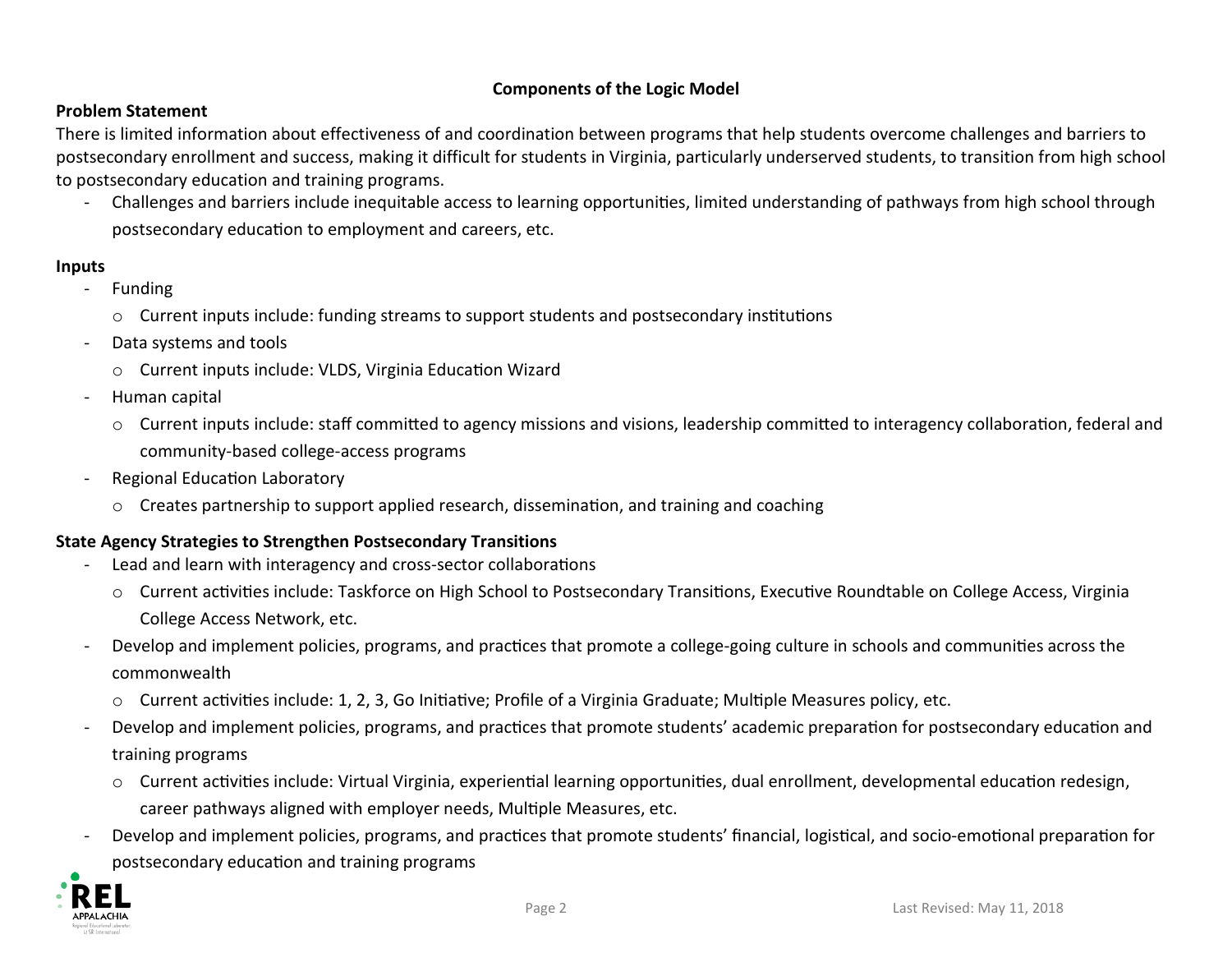## Components of the Logic Model

**Problem Statement**

There is limited information about effectiveness of and coordination between programs that help students overcome challenges and barriers to postsecondary enrollment and success, making it difficult for students in Virginia, particularly underserved students, to transition from high school to postsecondary education and training programs.

- Challenges and barriers include inequitable access to learning opportunities, limited understanding of pathways from high school through postsecondary education to employment and careers, etc.

**Inputs**

- Funding
  - Current inputs include: funding streams to support students and postsecondary institutions
- Data systems and tools
  - Current inputs include: VLDS, Virginia Education Wizard
- Human capital
  - Current inputs include: staff committed to agency missions and visions, leadership committed to interagency collaboration, federal and community-based college-access programs
- Regional Education Laboratory
  - Creates partnership to support applied research, dissemination, and training and coaching

**State Agency Strategies to Strengthen Postsecondary Transitions**

- Lead and learn with interagency and cross-sector collaborations
  - Current activities include: Taskforce on High School to Postsecondary Transitions, Executive Roundtable on College Access, Virginia College Access Network, etc.
- Develop and implement policies, programs, and practices that promote a college-going culture in schools and communities across the commonwealth
  - Current activities include: 1, 2, 3, Go Initiative; Profile of a Virginia Graduate; Multiple Measures policy, etc.
- Develop and implement policies, programs, and practices that promote students' academic preparation for postsecondary education and training programs
  - Current activities include: Virtual Virginia, experiential learning opportunities, dual enrollment, developmental education redesign, career pathways aligned with employer needs, Multiple Measures, etc.
- Develop and implement policies, programs, and practices that promote students' financial, logistical, and socio-emotional preparation for postsecondary education and training programs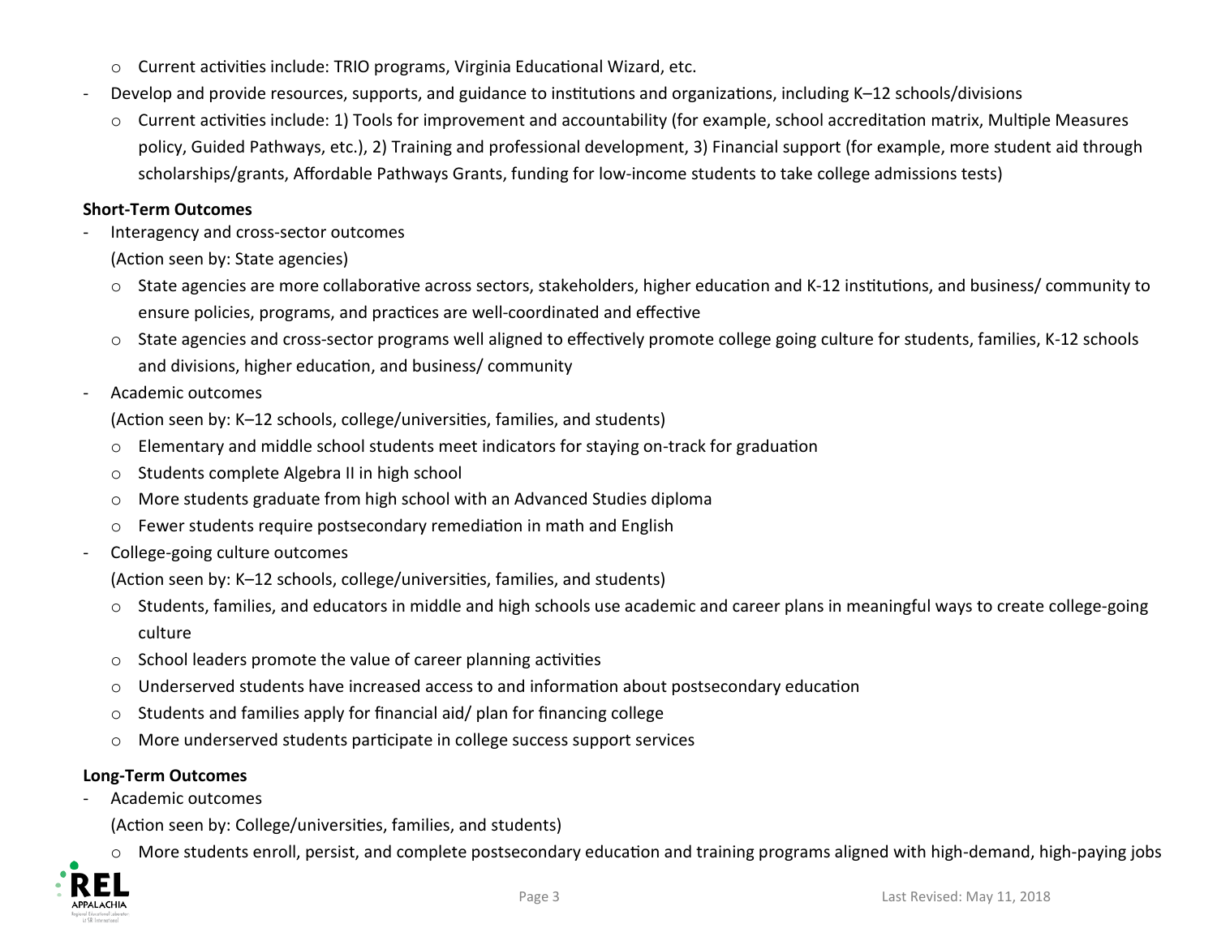- Current activities include: TRIO programs, Virginia Educational Wizard, etc.
- Develop and provide resources, supports, and guidance to institutions and organizations, including K–12 schools/divisions
  - Current activities include: 1) Tools for improvement and accountability (for example, school accreditation matrix, Multiple Measures policy, Guided Pathways, etc.), 2) Training and professional development, 3) Financial support (for example, more student aid through scholarships/grants, Affordable Pathways Grants, funding for low-income students to take college admissions tests)

**Short-Term Outcomes**

- Interagency and cross-sector outcomes
  (Action seen by: State agencies)
  - State agencies are more collaborative across sectors, stakeholders, higher education and K-12 institutions, and business/ community to ensure policies, programs, and practices are well-coordinated and effective
  - State agencies and cross-sector programs well aligned to effectively promote college going culture for students, families, K-12 schools and divisions, higher education, and business/ community
- Academic outcomes
  (Action seen by: K–12 schools, college/universities, families, and students)
  - Elementary and middle school students meet indicators for staying on-track for graduation
  - Students complete Algebra II in high school
  - More students graduate from high school with an Advanced Studies diploma
  - Fewer students require postsecondary remediation in math and English
- College-going culture outcomes
  (Action seen by: K–12 schools, college/universities, families, and students)
  - Students, families, and educators in middle and high schools use academic and career plans in meaningful ways to create college-going culture
  - School leaders promote the value of career planning activities
  - Underserved students have increased access to and information about postsecondary education
  - Students and families apply for financial aid/ plan for financing college
  - More underserved students participate in college success support services

**Long-Term Outcomes**

- Academic outcomes
  (Action seen by: College/universities, families, and students)
  - More students enroll, persist, and complete postsecondary education and training programs aligned with high-demand, high-paying jobs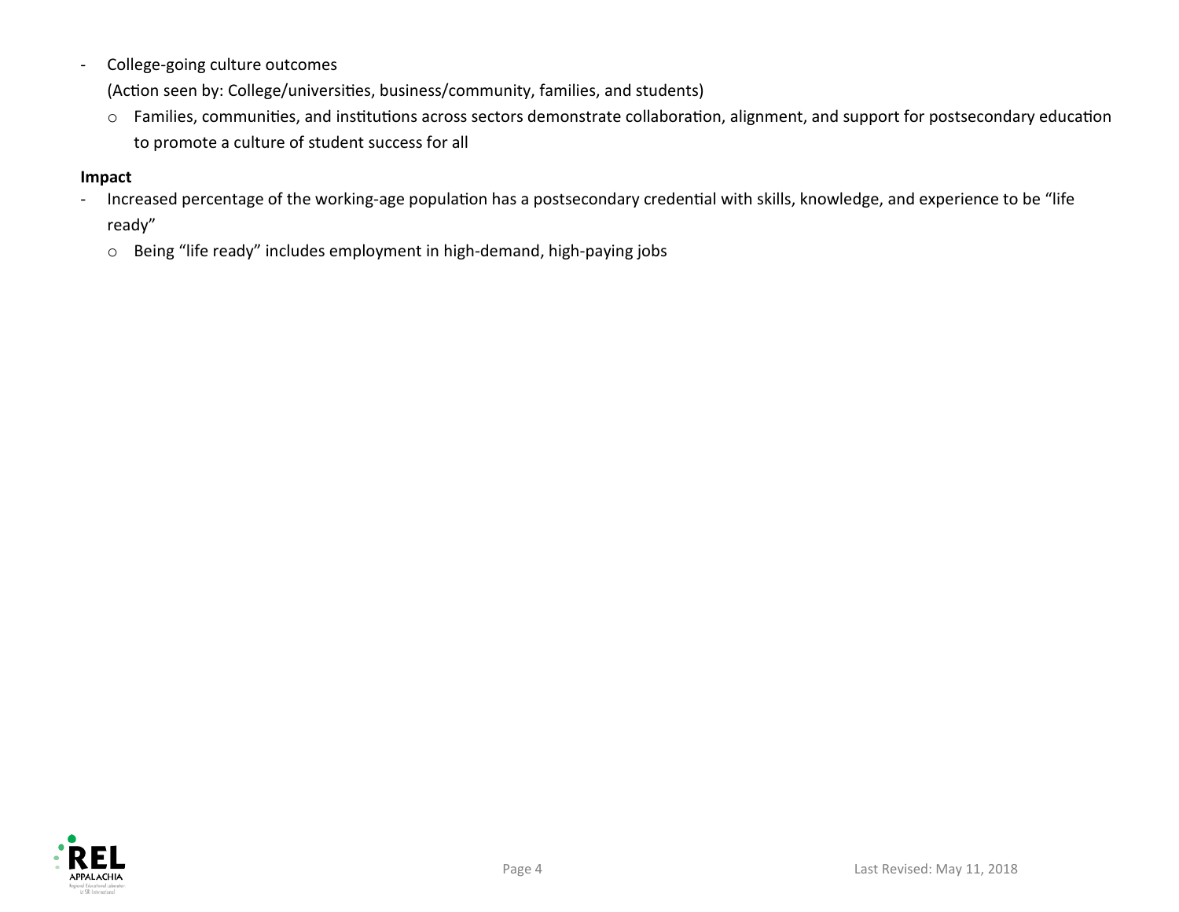- College-going culture outcomes
  (Action seen by: College/universities, business/community, families, and students)
  - Families, communities, and institutions across sectors demonstrate collaboration, alignment, and support for postsecondary education to promote a culture of student success for all

**Impact**

- Increased percentage of the working-age population has a postsecondary credential with skills, knowledge, and experience to be "life ready"
  - Being "life ready" includes employment in high-demand, high-paying jobs